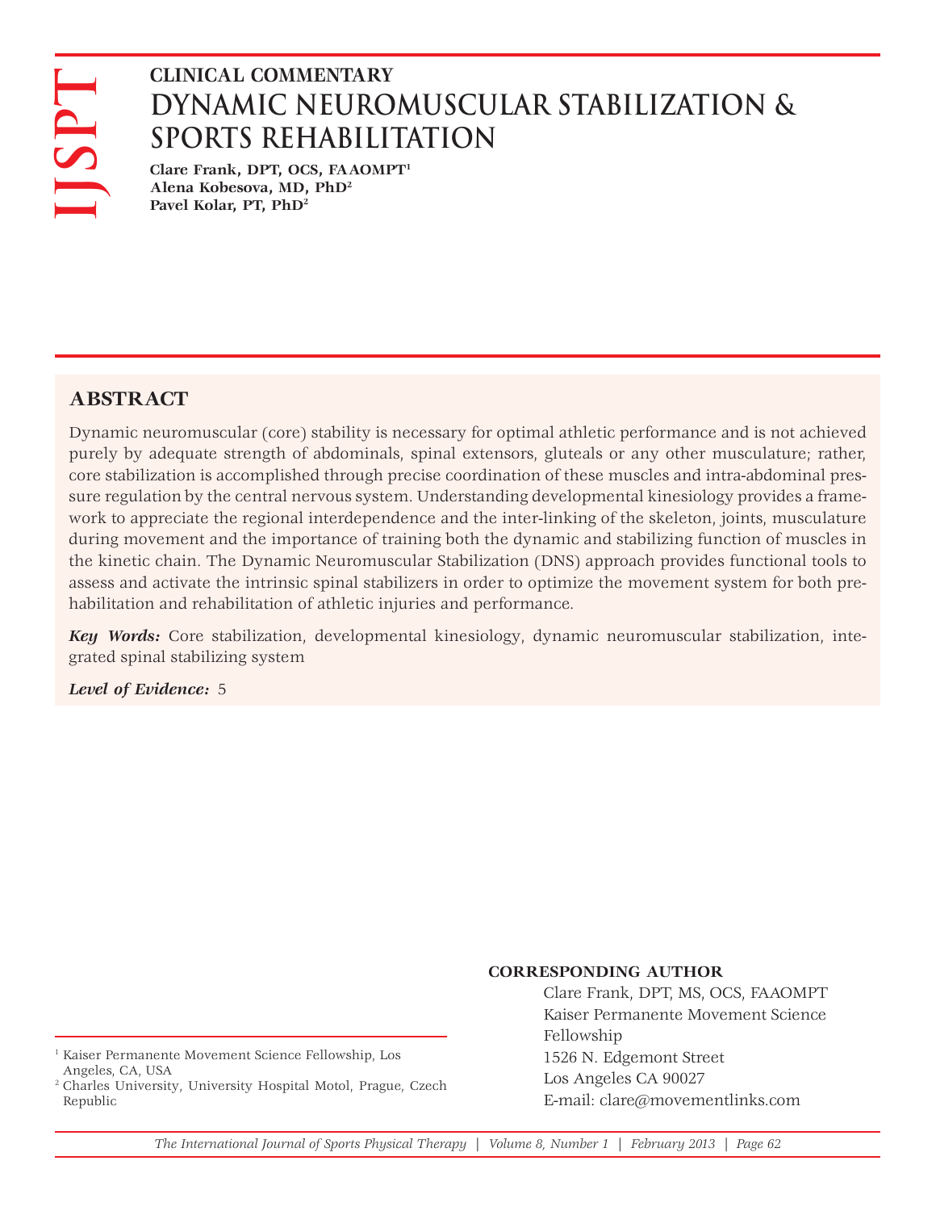IJSPT

**CLINICAL COMMENTARY**

# DYNAMIC NEUROMUSCULAR STABILIZATION & SPORTS REHABILITATION

**Clare Frank, DPT, OCS, FAAOMPT[1]**
**Alena Kobesova, MD, PhD[2]**
**Pavel Kolar, PT, PhD[2]**

## ABSTRACT

Dynamic neuromuscular (core) stability is necessary for optimal athletic performance and is not achieved purely by adequate strength of abdominals, spinal extensors, gluteals or any other musculature; rather, core stabilization is accomplished through precise coordination of these muscles and intra-abdominal pressure regulation by the central nervous system. Understanding developmental kinesiology provides a framework to appreciate the regional interdependence and the inter-linking of the skeleton, joints, musculature during movement and the importance of training both the dynamic and stabilizing function of muscles in the kinetic chain. The Dynamic Neuromuscular Stabilization (DNS) approach provides functional tools to assess and activate the intrinsic spinal stabilizers in order to optimize the movement system for both prehabilitation and rehabilitation of athletic injuries and performance.

***Key Words:*** Core stabilization, developmental kinesiology, dynamic neuromuscular stabilization, integrated spinal stabilizing system

***Level of Evidence:*** 5

[1] Kaiser Permanente Movement Science Fellowship, Los Angeles, CA, USA
[2] Charles University, University Hospital Motol, Prague, Czech Republic

**CORRESPONDING AUTHOR**

Clare Frank, DPT, MS, OCS, FAAOMPT
Kaiser Permanente Movement Science Fellowship
1526 N. Edgemont Street
Los Angeles CA 90027
E-mail: clare@movementlinks.com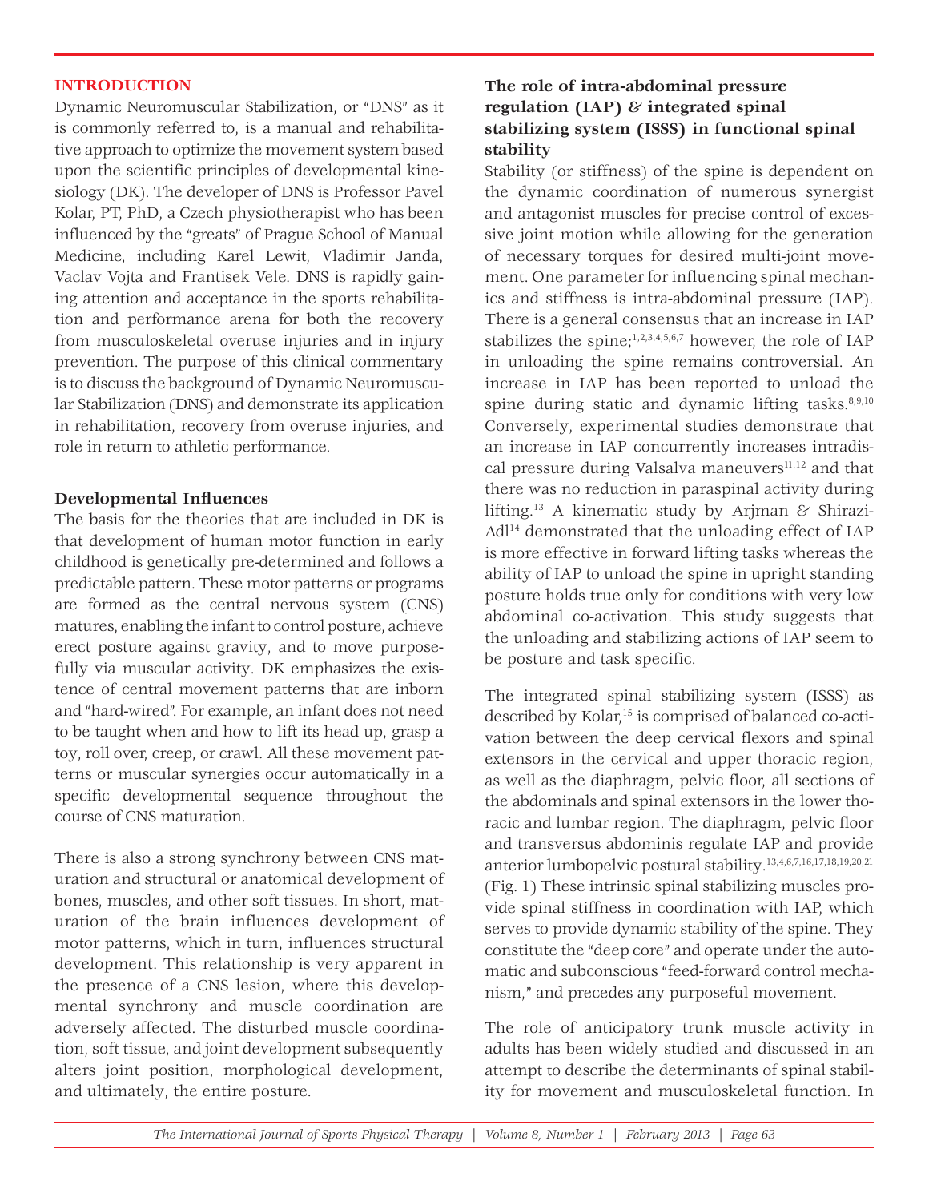## INTRODUCTION

Dynamic Neuromuscular Stabilization, or "DNS" as it is commonly referred to, is a manual and rehabilitative approach to optimize the movement system based upon the scientific principles of developmental kinesiology (DK). The developer of DNS is Professor Pavel Kolar, PT, PhD, a Czech physiotherapist who has been influenced by the "greats" of Prague School of Manual Medicine, including Karel Lewit, Vladimir Janda, Vaclav Vojta and Frantisek Vele. DNS is rapidly gaining attention and acceptance in the sports rehabilitation and performance arena for both the recovery from musculoskeletal overuse injuries and in injury prevention. The purpose of this clinical commentary is to discuss the background of Dynamic Neuromuscular Stabilization (DNS) and demonstrate its application in rehabilitation, recovery from overuse injuries, and role in return to athletic performance.

### Developmental Influences

The basis for the theories that are included in DK is that development of human motor function in early childhood is genetically pre-determined and follows a predictable pattern. These motor patterns or programs are formed as the central nervous system (CNS) matures, enabling the infant to control posture, achieve erect posture against gravity, and to move purposefully via muscular activity. DK emphasizes the existence of central movement patterns that are inborn and "hard-wired". For example, an infant does not need to be taught when and how to lift its head up, grasp a toy, roll over, creep, or crawl. All these movement patterns or muscular synergies occur automatically in a specific developmental sequence throughout the course of CNS maturation.

There is also a strong synchrony between CNS maturation and structural or anatomical development of bones, muscles, and other soft tissues. In short, maturation of the brain influences development of motor patterns, which in turn, influences structural development. This relationship is very apparent in the presence of a CNS lesion, where this developmental synchrony and muscle coordination are adversely affected. The disturbed muscle coordination, soft tissue, and joint development subsequently alters joint position, morphological development, and ultimately, the entire posture.

### The role of intra-abdominal pressure regulation (IAP) & integrated spinal stabilizing system (ISSS) in functional spinal stability

Stability (or stiffness) of the spine is dependent on the dynamic coordination of numerous synergist and antagonist muscles for precise control of excessive joint motion while allowing for the generation of necessary torques for desired multi-joint movement. One parameter for influencing spinal mechanics and stiffness is intra-abdominal pressure (IAP). There is a general consensus that an increase in IAP stabilizes the spine;[1,2,3,4,5,6,7] however, the role of IAP in unloading the spine remains controversial. An increase in IAP has been reported to unload the spine during static and dynamic lifting tasks.[8,9,10] Conversely, experimental studies demonstrate that an increase in IAP concurrently increases intradiscal pressure during Valsalva maneuvers[11,12] and that there was no reduction in paraspinal activity during lifting.[13] A kinematic study by Arjman & Shirazi-Adl[14] demonstrated that the unloading effect of IAP is more effective in forward lifting tasks whereas the ability of IAP to unload the spine in upright standing posture holds true only for conditions with very low abdominal co-activation. This study suggests that the unloading and stabilizing actions of IAP seem to be posture and task specific.

The integrated spinal stabilizing system (ISSS) as described by Kolar,[15] is comprised of balanced co-activation between the deep cervical flexors and spinal extensors in the cervical and upper thoracic region, as well as the diaphragm, pelvic floor, all sections of the abdominals and spinal extensors in the lower thoracic and lumbar region. The diaphragm, pelvic floor and transversus abdominis regulate IAP and provide anterior lumbopelvic postural stability.[13,4,6,7,16,17,18,19,20,21] (Fig. 1) These intrinsic spinal stabilizing muscles provide spinal stiffness in coordination with IAP, which serves to provide dynamic stability of the spine. They constitute the "deep core" and operate under the automatic and subconscious "feed-forward control mechanism," and precedes any purposeful movement.

The role of anticipatory trunk muscle activity in adults has been widely studied and discussed in an attempt to describe the determinants of spinal stability for movement and musculoskeletal function. In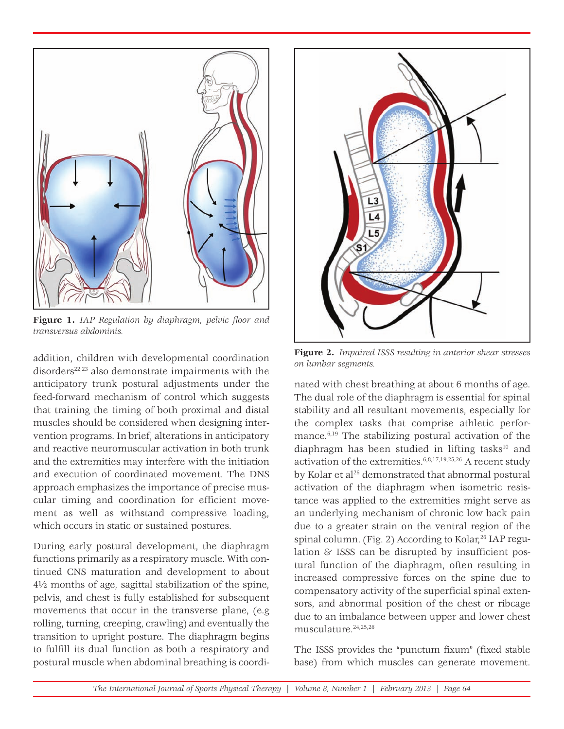**Figure 1.** *IAP Regulation by diaphragm, pelvic floor and transversus abdominis.*

**Figure 2.** *Impaired ISSS resulting in anterior shear stresses on lumbar segments.*

addition, children with developmental coordination disorders[22,23] also demonstrate impairments with the anticipatory trunk postural adjustments under the feed-forward mechanism of control which suggests that training the timing of both proximal and distal muscles should be considered when designing intervention programs. In brief, alterations in anticipatory and reactive neuromuscular activation in both trunk and the extremities may interfere with the initiation and execution of coordinated movement. The DNS approach emphasizes the importance of precise muscular timing and coordination for efficient movement as well as withstand compressive loading, which occurs in static or sustained postures.

During early postural development, the diaphragm functions primarily as a respiratory muscle. With continued CNS maturation and development to about 4½ months of age, sagittal stabilization of the spine, pelvis, and chest is fully established for subsequent movements that occur in the transverse plane, (e.g rolling, turning, creeping, crawling) and eventually the transition to upright posture. The diaphragm begins to fulfill its dual function as both a respiratory and postural muscle when abdominal breathing is coordinated with chest breathing at about 6 months of age. The dual role of the diaphragm is essential for spinal stability and all resultant movements, especially for the complex tasks that comprise athletic performance.[6,19] The stabilizing postural activation of the diaphragm has been studied in lifting tasks[10] and activation of the extremities.[6,8,17,19,25,26] A recent study by Kolar et al[26] demonstrated that abnormal postural activation of the diaphragm when isometric resistance was applied to the extremities might serve as an underlying mechanism of chronic low back pain due to a greater strain on the ventral region of the spinal column. (Fig. 2) According to Kolar,[26] IAP regulation & ISSS can be disrupted by insufficient postural function of the diaphragm, often resulting in increased compressive forces on the spine due to compensatory activity of the superficial spinal extensors, and abnormal position of the chest or ribcage due to an imbalance between upper and lower chest musculature.[24,25,26]

The ISSS provides the "punctum fixum" (fixed stable base) from which muscles can generate movement.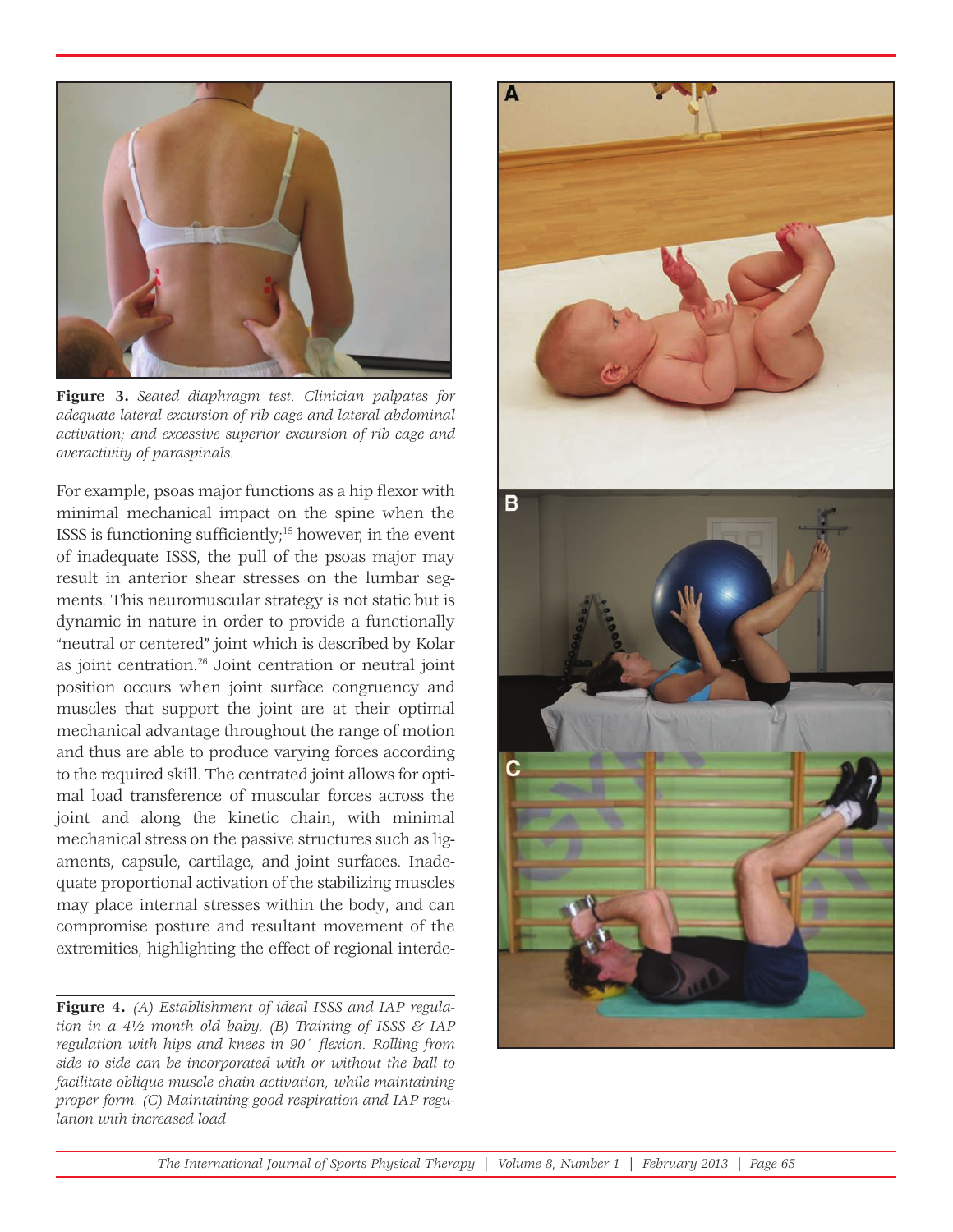**Figure 3.** *Seated diaphragm test. Clinician palpates for adequate lateral excursion of rib cage and lateral abdominal activation; and excessive superior excursion of rib cage and overactivity of paraspinals.*

For example, psoas major functions as a hip flexor with minimal mechanical impact on the spine when the ISSS is functioning sufficiently;[15] however, in the event of inadequate ISSS, the pull of the psoas major may result in anterior shear stresses on the lumbar segments. This neuromuscular strategy is not static but is dynamic in nature in order to provide a functionally "neutral or centered" joint which is described by Kolar as joint centration.[26] Joint centration or neutral joint position occurs when joint surface congruency and muscles that support the joint are at their optimal mechanical advantage throughout the range of motion and thus are able to produce varying forces according to the required skill. The centrated joint allows for optimal load transference of muscular forces across the joint and along the kinetic chain, with minimal mechanical stress on the passive structures such as ligaments, capsule, cartilage, and joint surfaces. Inadequate proportional activation of the stabilizing muscles may place internal stresses within the body, and can compromise posture and resultant movement of the extremities, highlighting the effect of regional interde-

**Figure 4.** *(A) Establishment of ideal ISSS and IAP regulation in a 4½ month old baby. (B) Training of ISSS & IAP regulation with hips and knees in 90° flexion. Rolling from side to side can be incorporated with or without the ball to facilitate oblique muscle chain activation, while maintaining proper form. (C) Maintaining good respiration and IAP regulation with increased load*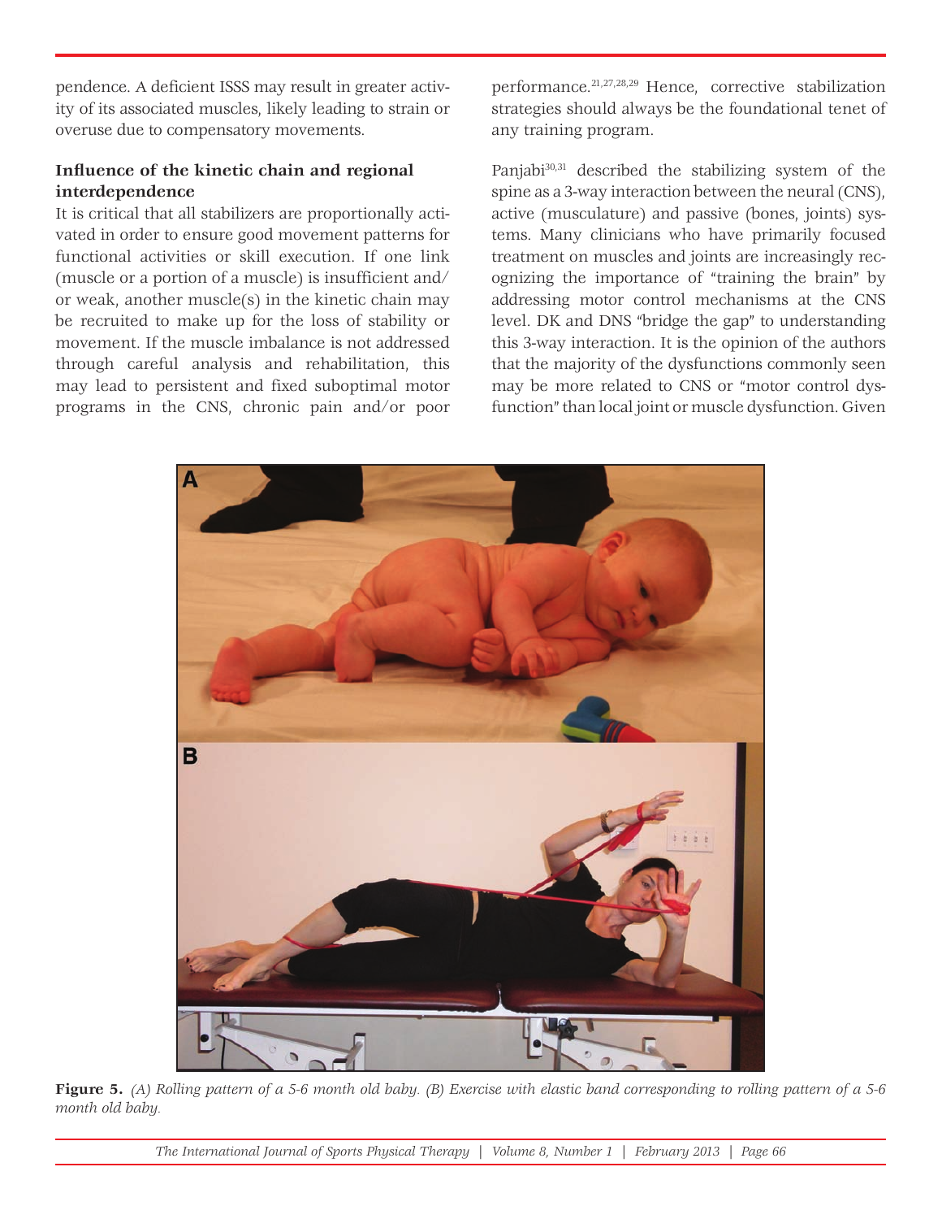pendence. A deficient ISSS may result in greater activity of its associated muscles, likely leading to strain or overuse due to compensatory movements.

### Influence of the kinetic chain and regional interdependence

It is critical that all stabilizers are proportionally activated in order to ensure good movement patterns for functional activities or skill execution. If one link (muscle or a portion of a muscle) is insufficient and/or weak, another muscle(s) in the kinetic chain may be recruited to make up for the loss of stability or movement. If the muscle imbalance is not addressed through careful analysis and rehabilitation, this may lead to persistent and fixed suboptimal motor programs in the CNS, chronic pain and/or poor performance.[21,27,28,29] Hence, corrective stabilization strategies should always be the foundational tenet of any training program.

Panjabi[30,31] described the stabilizing system of the spine as a 3-way interaction between the neural (CNS), active (musculature) and passive (bones, joints) systems. Many clinicians who have primarily focused treatment on muscles and joints are increasingly recognizing the importance of "training the brain" by addressing motor control mechanisms at the CNS level. DK and DNS "bridge the gap" to understanding this 3-way interaction. It is the opinion of the authors that the majority of the dysfunctions commonly seen may be more related to CNS or "motor control dysfunction" than local joint or muscle dysfunction. Given

**Figure 5.** *(A) Rolling pattern of a 5-6 month old baby. (B) Exercise with elastic band corresponding to rolling pattern of a 5-6 month old baby.*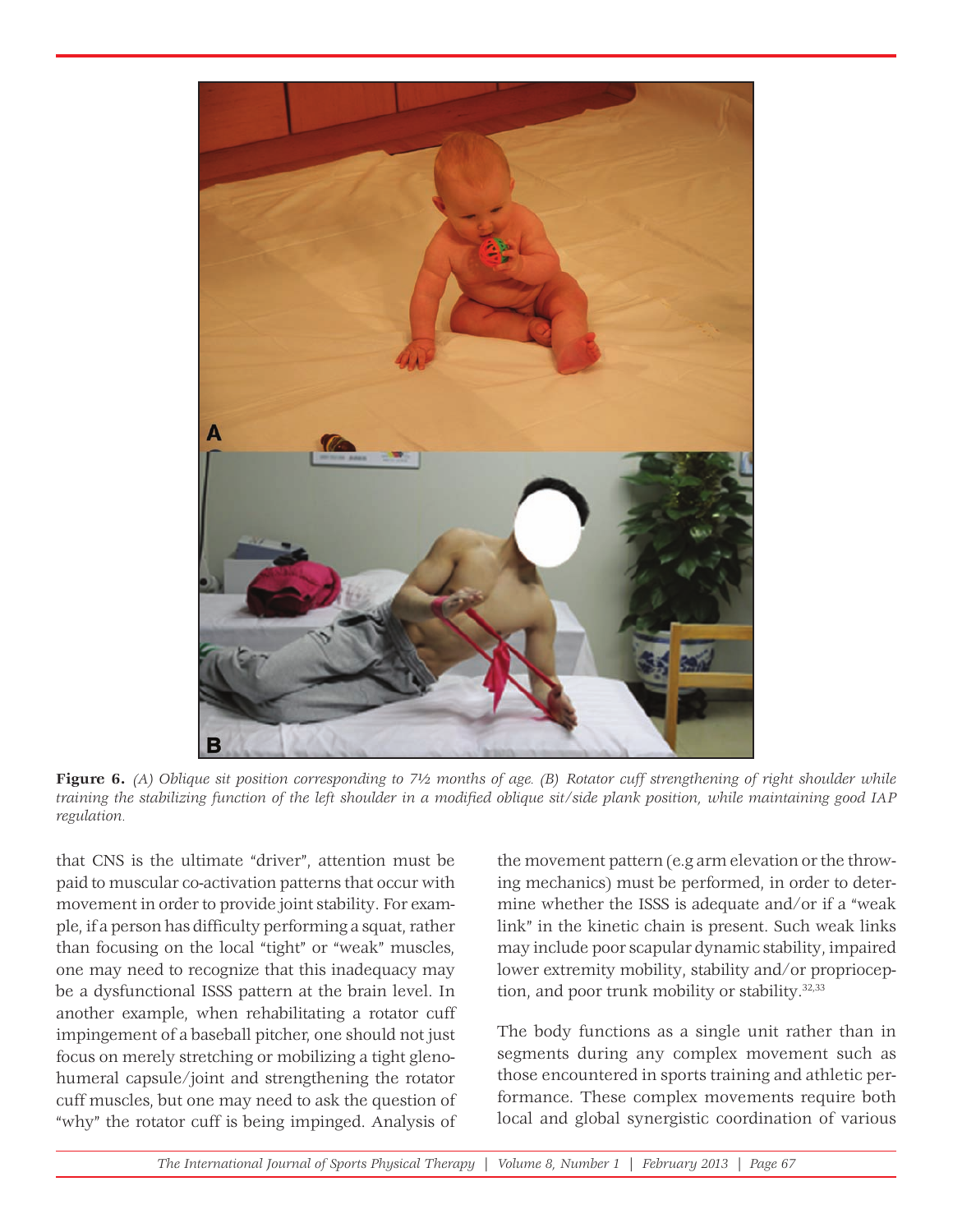**Figure 6.** *(A) Oblique sit position corresponding to 7½ months of age. (B) Rotator cuff strengthening of right shoulder while training the stabilizing function of the left shoulder in a modified oblique sit/side plank position, while maintaining good IAP regulation.*

that CNS is the ultimate "driver", attention must be paid to muscular co-activation patterns that occur with movement in order to provide joint stability. For example, if a person has difficulty performing a squat, rather than focusing on the local "tight" or "weak" muscles, one may need to recognize that this inadequacy may be a dysfunctional ISSS pattern at the brain level. In another example, when rehabilitating a rotator cuff impingement of a baseball pitcher, one should not just focus on merely stretching or mobilizing a tight glenohumeral capsule/joint and strengthening the rotator cuff muscles, but one may need to ask the question of "why" the rotator cuff is being impinged. Analysis of the movement pattern (e.g arm elevation or the throwing mechanics) must be performed, in order to determine whether the ISSS is adequate and/or if a "weak link" in the kinetic chain is present. Such weak links may include poor scapular dynamic stability, impaired lower extremity mobility, stability and/or proprioception, and poor trunk mobility or stability.[32,33]

The body functions as a single unit rather than in segments during any complex movement such as those encountered in sports training and athletic performance. These complex movements require both local and global synergistic coordination of various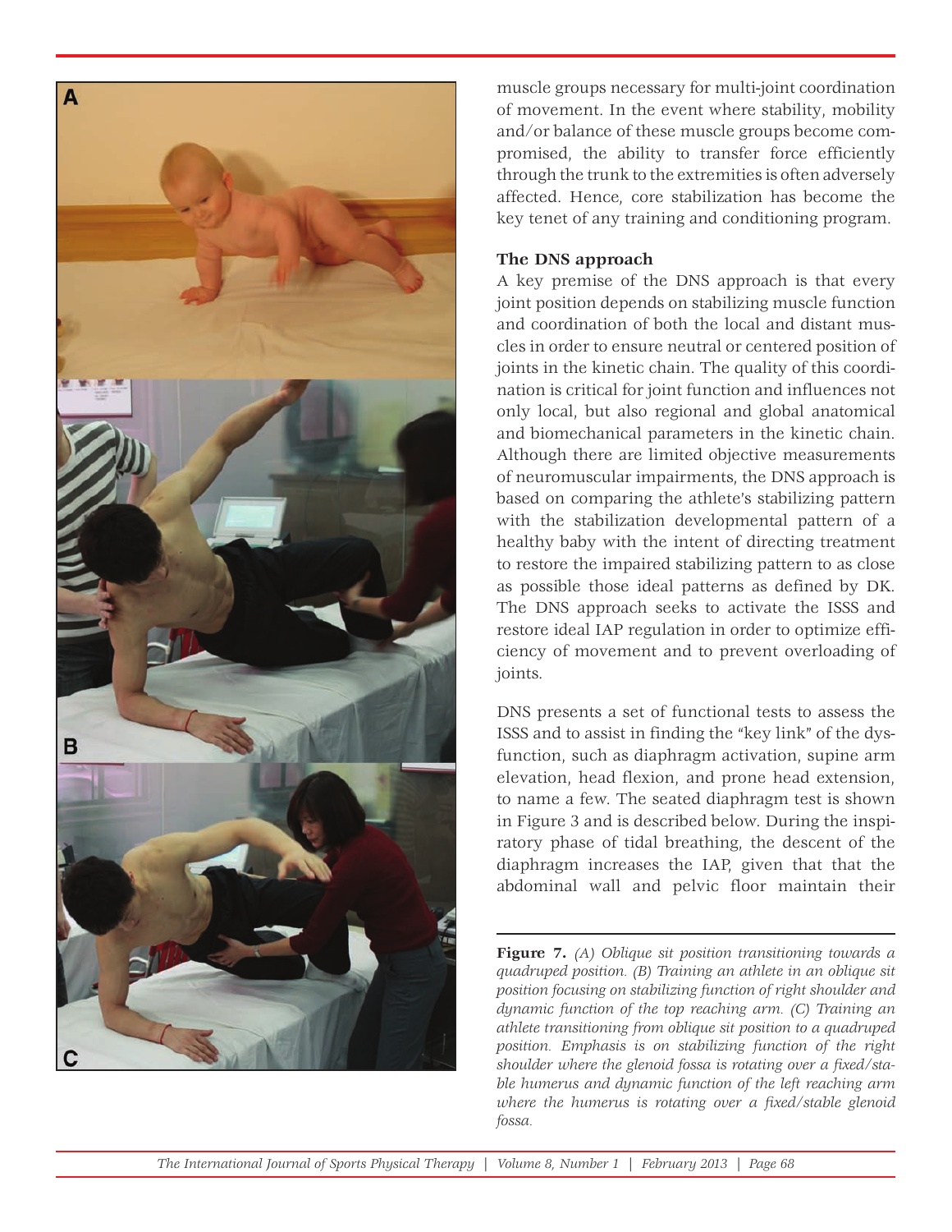muscle groups necessary for multi-joint coordination of movement. In the event where stability, mobility and/or balance of these muscle groups become compromised, the ability to transfer force efficiently through the trunk to the extremities is often adversely affected. Hence, core stabilization has become the key tenet of any training and conditioning program.

**The DNS approach**

A key premise of the DNS approach is that every joint position depends on stabilizing muscle function and coordination of both the local and distant muscles in order to ensure neutral or centered position of joints in the kinetic chain. The quality of this coordination is critical for joint function and influences not only local, but also regional and global anatomical and biomechanical parameters in the kinetic chain. Although there are limited objective measurements of neuromuscular impairments, the DNS approach is based on comparing the athlete's stabilizing pattern with the stabilization developmental pattern of a healthy baby with the intent of directing treatment to restore the impaired stabilizing pattern to as close as possible those ideal patterns as defined by DK. The DNS approach seeks to activate the ISSS and restore ideal IAP regulation in order to optimize efficiency of movement and to prevent overloading of joints.

DNS presents a set of functional tests to assess the ISSS and to assist in finding the "key link" of the dysfunction, such as diaphragm activation, supine arm elevation, head flexion, and prone head extension, to name a few. The seated diaphragm test is shown in Figure 3 and is described below. During the inspiratory phase of tidal breathing, the descent of the diaphragm increases the IAP, given that that the abdominal wall and pelvic floor maintain their

**Figure 7.** *(A) Oblique sit position transitioning towards a quadruped position. (B) Training an athlete in an oblique sit position focusing on stabilizing function of right shoulder and dynamic function of the top reaching arm. (C) Training an athlete transitioning from oblique sit position to a quadruped position. Emphasis is on stabilizing function of the right shoulder where the glenoid fossa is rotating over a fixed/stable humerus and dynamic function of the left reaching arm where the humerus is rotating over a fixed/stable glenoid fossa.*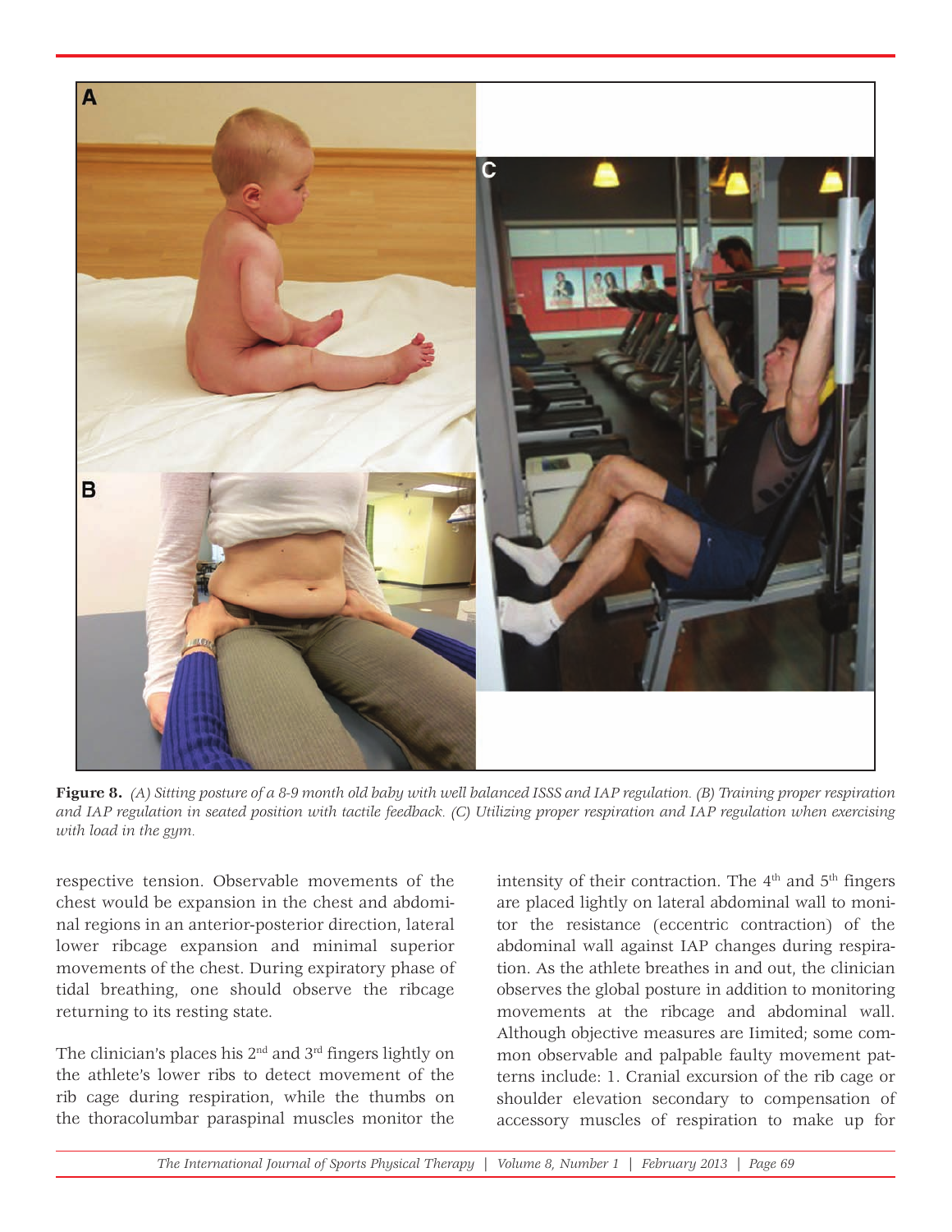**Figure 8.** *(A) Sitting posture of a 8-9 month old baby with well balanced ISSS and IAP regulation. (B) Training proper respiration and IAP regulation in seated position with tactile feedback. (C) Utilizing proper respiration and IAP regulation when exercising with load in the gym.*

respective tension. Observable movements of the chest would be expansion in the chest and abdominal regions in an anterior-posterior direction, lateral lower ribcage expansion and minimal superior movements of the chest. During expiratory phase of tidal breathing, one should observe the ribcage returning to its resting state.

The clinician's places his 2nd and 3rd fingers lightly on the athlete's lower ribs to detect movement of the rib cage during respiration, while the thumbs on the thoracolumbar paraspinal muscles monitor the intensity of their contraction. The 4th and 5th fingers are placed lightly on lateral abdominal wall to monitor the resistance (eccentric contraction) of the abdominal wall against IAP changes during respiration. As the athlete breathes in and out, the clinician observes the global posture in addition to monitoring movements at the ribcage and abdominal wall. Although objective measures are Iimited; some common observable and palpable faulty movement patterns include: 1. Cranial excursion of the rib cage or shoulder elevation secondary to compensation of accessory muscles of respiration to make up for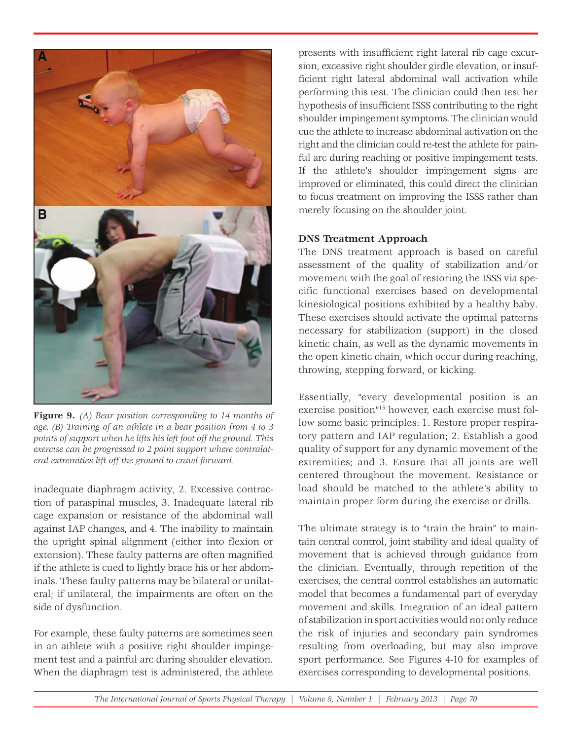**Figure 9.** *(A) Bear position corresponding to 14 months of age. (B) Training of an athlete in a bear position from 4 to 3 points of support when he lifts his left foot off the ground. This exercise can be progressed to 2 point support where contralateral extremities lift off the ground to crawl forward.*

inadequate diaphragm activity, 2. Excessive contraction of paraspinal muscles, 3. Inadequate lateral rib cage expansion or resistance of the abdominal wall against IAP changes, and 4. The inability to maintain the upright spinal alignment (either into flexion or extension). These faulty patterns are often magnified if the athlete is cued to lightly brace his or her abdominals. These faulty patterns may be bilateral or unilateral; if unilateral, the impairments are often on the side of dysfunction.

For example, these faulty patterns are sometimes seen in an athlete with a positive right shoulder impingement test and a painful arc during shoulder elevation. When the diaphragm test is administered, the athlete presents with insufficient right lateral rib cage excursion, excessive right shoulder girdle elevation, or insufficient right lateral abdominal wall activation while performing this test. The clinician could then test her hypothesis of insufficient ISSS contributing to the right shoulder impingement symptoms. The clinician would cue the athlete to increase abdominal activation on the right and the clinician could re-test the athlete for painful arc during reaching or positive impingement tests. If the athlete's shoulder impingement signs are improved or eliminated, this could direct the clinician to focus treatment on improving the ISSS rather than merely focusing on the shoulder joint.

### DNS Treatment Approach

The DNS treatment approach is based on careful assessment of the quality of stabilization and/or movement with the goal of restoring the ISSS via specific functional exercises based on developmental kinesiological positions exhibited by a healthy baby. These exercises should activate the optimal patterns necessary for stabilization (support) in the closed kinetic chain, as well as the dynamic movements in the open kinetic chain, which occur during reaching, throwing, stepping forward, or kicking.

Essentially, "every developmental position is an exercise position"[15] however, each exercise must follow some basic principles: 1. Restore proper respiratory pattern and IAP regulation; 2. Establish a good quality of support for any dynamic movement of the extremities; and 3. Ensure that all joints are well centered throughout the movement. Resistance or load should be matched to the athlete's ability to maintain proper form during the exercise or drills.

The ultimate strategy is to "train the brain" to maintain central control, joint stability and ideal quality of movement that is achieved through guidance from the clinician. Eventually, through repetition of the exercises, the central control establishes an automatic model that becomes a fundamental part of everyday movement and skills. Integration of an ideal pattern of stabilization in sport activities would not only reduce the risk of injuries and secondary pain syndromes resulting from overloading, but may also improve sport performance. See Figures 4-10 for examples of exercises corresponding to developmental positions.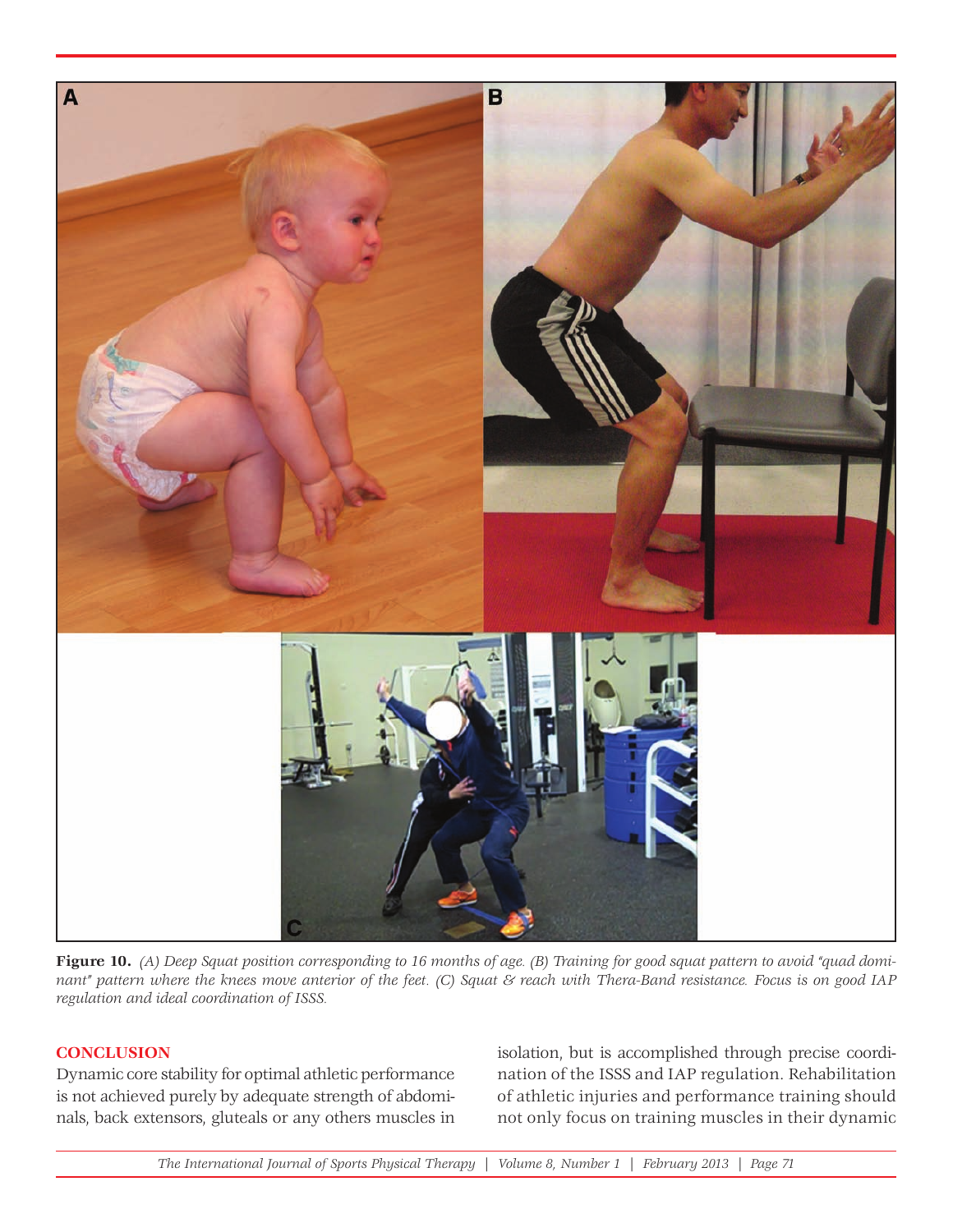**Figure 10.** *(A) Deep Squat position corresponding to 16 months of age. (B) Training for good squat pattern to avoid "quad dominant" pattern where the knees move anterior of the feet. (C) Squat & reach with Thera-Band resistance. Focus is on good IAP regulation and ideal coordination of ISSS.*

## CONCLUSION

Dynamic core stability for optimal athletic performance is not achieved purely by adequate strength of abdominals, back extensors, gluteals or any others muscles in isolation, but is accomplished through precise coordination of the ISSS and IAP regulation. Rehabilitation of athletic injuries and performance training should not only focus on training muscles in their dynamic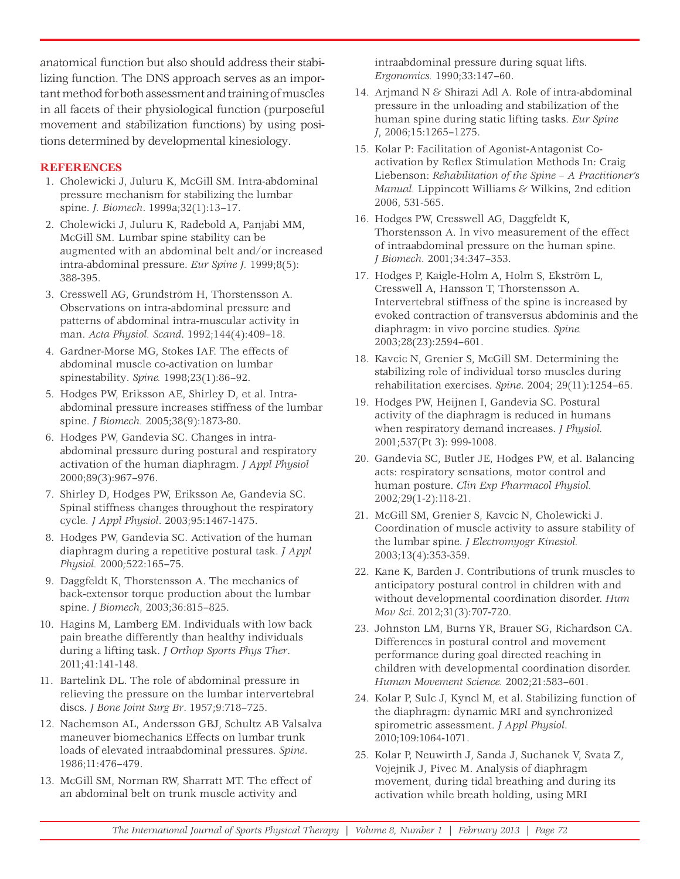anatomical function but also should address their stabilizing function. The DNS approach serves as an important method for both assessment and training of muscles in all facets of their physiological function (purposeful movement and stabilization functions) by using positions determined by developmental kinesiology.

## REFERENCES

1. Cholewicki J, Juluru K, McGill SM. Intra-abdominal pressure mechanism for stabilizing the lumbar spine. *J. Biomech*. 1999a;32(1):13–17.
2. Cholewicki J, Juluru K, Radebold A, Panjabi MM, McGill SM. Lumbar spine stability can be augmented with an abdominal belt and/or increased intra-abdominal pressure. *Eur Spine J.* 1999;8(5): 388-395.
3. Cresswell AG, Grundström H, Thorstensson A. Observations on intra-abdominal pressure and patterns of abdominal intra-muscular activity in man. *Acta Physiol. Scand*. 1992;144(4):409–18.
4. Gardner-Morse MG, Stokes IAF. The effects of abdominal muscle co-activation on lumbar spinestability. *Spine.* 1998;23(1):86–92.
5. Hodges PW, Eriksson AE, Shirley D, et al. Intra-abdominal pressure increases stiffness of the lumbar spine. *J Biomech.* 2005;38(9):1873-80.
6. Hodges PW, Gandevia SC. Changes in intra-abdominal pressure during postural and respiratory activation of the human diaphragm. *J Appl Physiol* 2000;89(3):967–976.
7. Shirley D, Hodges PW, Eriksson Ae, Gandevia SC. Spinal stiffness changes throughout the respiratory cycle. *J Appl Physiol*. 2003;95:1467-1475.
8. Hodges PW, Gandevia SC. Activation of the human diaphragm during a repetitive postural task. *J Appl Physiol.* 2000;522:165–75.
9. Daggfeldt K, Thorstensson A. The mechanics of back-extensor torque production about the lumbar spine. *J Biomech*, 2003;36:815–825.
10. Hagins M, Lamberg EM. Individuals with low back pain breathe differently than healthy individuals during a lifting task. *J Orthop Sports Phys Ther*. 2011;41:141-148.
11. Bartelink DL. The role of abdominal pressure in relieving the pressure on the lumbar intervertebral discs. *J Bone Joint Surg Br*. 1957;9:718–725.
12. Nachemson AL, Andersson GBJ, Schultz AB Valsalva maneuver biomechanics Effects on lumbar trunk loads of elevated intraabdominal pressures. *Spine*. 1986;11:476–479.
13. McGill SM, Norman RW, Sharratt MT. The effect of an abdominal belt on trunk muscle activity and intraabdominal pressure during squat lifts. *Ergonomics.* 1990;33:147–60.
14. Arjmand N & Shirazi Adl A. Role of intra-abdominal pressure in the unloading and stabilization of the human spine during static lifting tasks. *Eur Spine J*, 2006;15:1265–1275.
15. Kolar P: Facilitation of Agonist-Antagonist Co-activation by Reflex Stimulation Methods In: Craig Liebenson: *Rehabilitation of the Spine – A Practitioner's Manual.* Lippincott Williams & Wilkins, 2nd edition 2006, 531-565.
16. Hodges PW, Cresswell AG, Daggfeldt K, Thorstensson A. In vivo measurement of the effect of intraabdominal pressure on the human spine. *J Biomech.* 2001;34:347–353.
17. Hodges P, Kaigle-Holm A, Holm S, Ekström L, Cresswell A, Hansson T, Thorstensson A. Intervertebral stiffness of the spine is increased by evoked contraction of transversus abdominis and the diaphragm: in vivo porcine studies. *Spine.* 2003;28(23):2594–601.
18. Kavcic N, Grenier S, McGill SM. Determining the stabilizing role of individual torso muscles during rehabilitation exercises. *Spine*. 2004; 29(11):1254–65.
19. Hodges PW, Heijnen I, Gandevia SC. Postural activity of the diaphragm is reduced in humans when respiratory demand increases. *J Physiol.* 2001;537(Pt 3): 999-1008.
20. Gandevia SC, Butler JE, Hodges PW, et al. Balancing acts: respiratory sensations, motor control and human posture. *Clin Exp Pharmacol Physiol.* 2002;29(1-2):118-21.
21. McGill SM, Grenier S, Kavcic N, Cholewicki J. Coordination of muscle activity to assure stability of the lumbar spine. *J Electromyogr Kinesiol.* 2003;13(4):353-359.
22. Kane K, Barden J. Contributions of trunk muscles to anticipatory postural control in children with and without developmental coordination disorder. *Hum Mov Sci*. 2012;31(3):707-720.
23. Johnston LM, Burns YR, Brauer SG, Richardson CA. Differences in postural control and movement performance during goal directed reaching in children with developmental coordination disorder. *Human Movement Science.* 2002;21:583–601.
24. Kolar P, Sulc J, Kyncl M, et al. Stabilizing function of the diaphragm: dynamic MRI and synchronized spirometric assessment. *J Appl Physiol*. 2010;109:1064-1071.
25. Kolar P, Neuwirth J, Sanda J, Suchanek V, Svata Z, Vojejnik J, Pivec M. Analysis of diaphragm movement, during tidal breathing and during its activation while breath holding, using MRI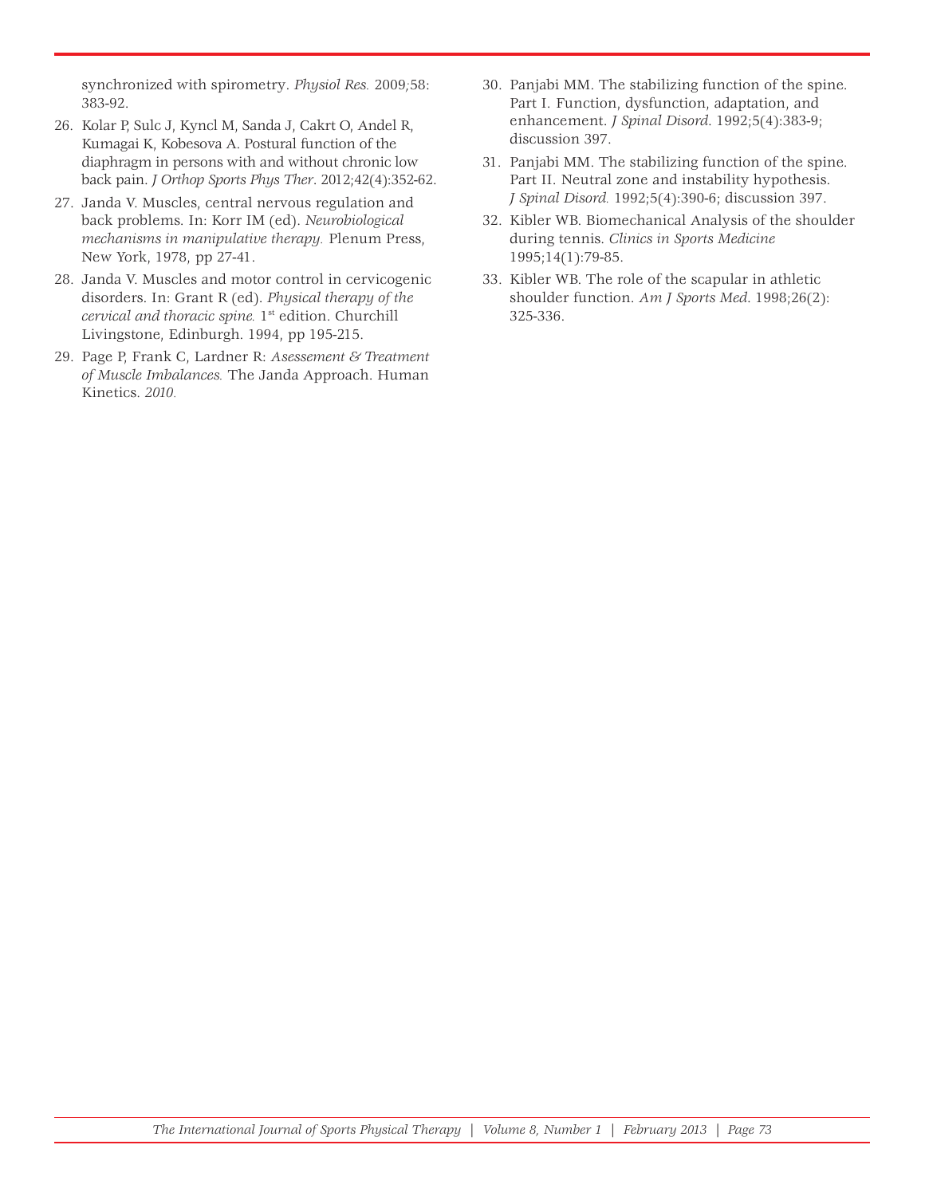synchronized with spirometry. *Physiol Res.* 2009;58: 383-92.

26. Kolar P, Sulc J, Kyncl M, Sanda J, Cakrt O, Andel R, Kumagai K, Kobesova A. Postural function of the diaphragm in persons with and without chronic low back pain. *J Orthop Sports Phys Ther*. 2012;42(4):352-62.
27. Janda V. Muscles, central nervous regulation and back problems. In: Korr IM (ed). *Neurobiological mechanisms in manipulative therapy.* Plenum Press, New York, 1978, pp 27-41.
28. Janda V. Muscles and motor control in cervicogenic disorders. In: Grant R (ed). *Physical therapy of the cervical and thoracic spine.* 1st edition. Churchill Livingstone, Edinburgh. 1994, pp 195-215.
29. Page P, Frank C, Lardner R: *Asessement & Treatment of Muscle Imbalances.* The Janda Approach. Human Kinetics. *2010.*
30. Panjabi MM. The stabilizing function of the spine. Part I. Function, dysfunction, adaptation, and enhancement. *J Spinal Disord*. 1992;5(4):383-9; discussion 397.
31. Panjabi MM. The stabilizing function of the spine. Part II. Neutral zone and instability hypothesis. *J Spinal Disord.* 1992;5(4):390-6; discussion 397.
32. Kibler WB. Biomechanical Analysis of the shoulder during tennis. *Clinics in Sports Medicine* 1995;14(1):79-85.
33. Kibler WB. The role of the scapular in athletic shoulder function. *Am J Sports Med*. 1998;26(2): 325-336.